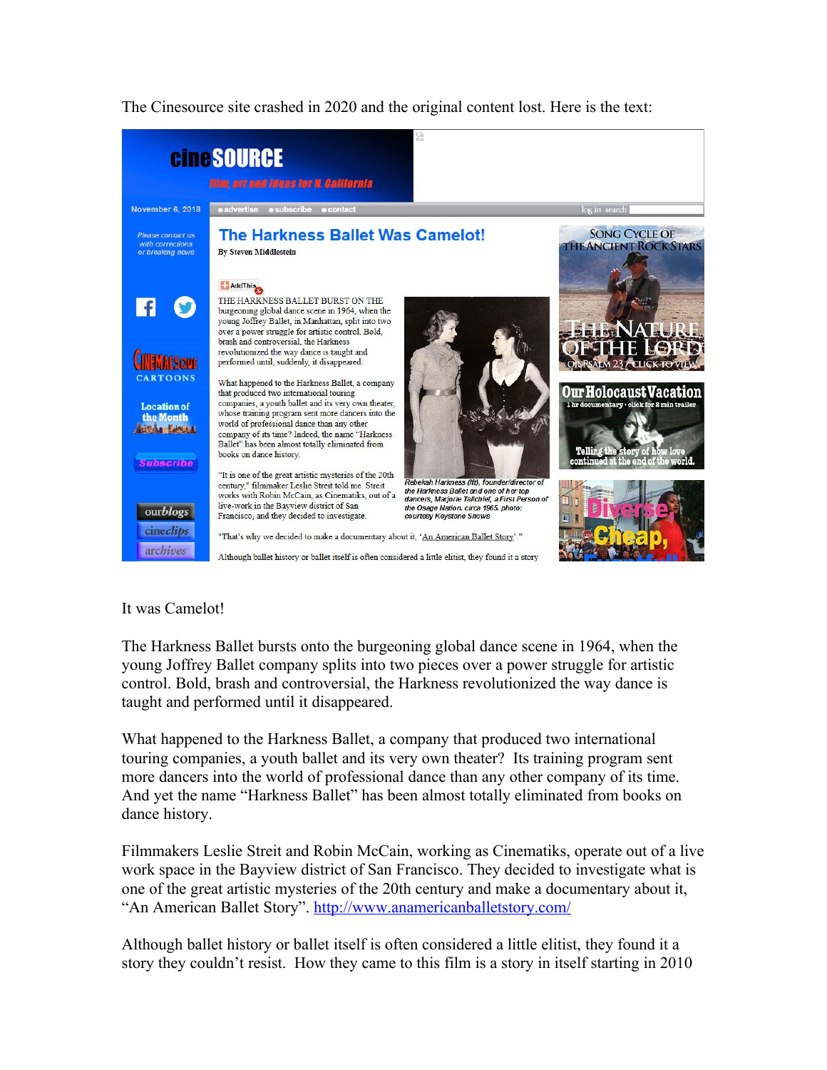The Cinesource site crashed in 2020 and the original content lost. Here is the text:

It was Camelot!

The Harkness Ballet bursts onto the burgeoning global dance scene in 1964, when the young Joffrey Ballet company splits into two pieces over a power struggle for artistic control. Bold, brash and controversial, the Harkness revolutionized the way dance is taught and performed until it disappeared.

What happened to the Harkness Ballet, a company that produced two international touring companies, a youth ballet and its very own theater? Its training program sent more dancers into the world of professional dance than any other company of its time. And yet the name "Harkness Ballet" has been almost totally eliminated from books on dance history.

Filmmakers Leslie Streit and Robin McCain, working as Cinematiks, operate out of a live work space in the Bayview district of San Francisco. They decided to investigate what is one of the great artistic mysteries of the 20th century and make a documentary about it, "An American Ballet Story". http://www.anamericanballetstory.com/

Although ballet history or ballet itself is often considered a little elitist, they found it a story they couldn't resist. How they came to this film is a story in itself starting in 2010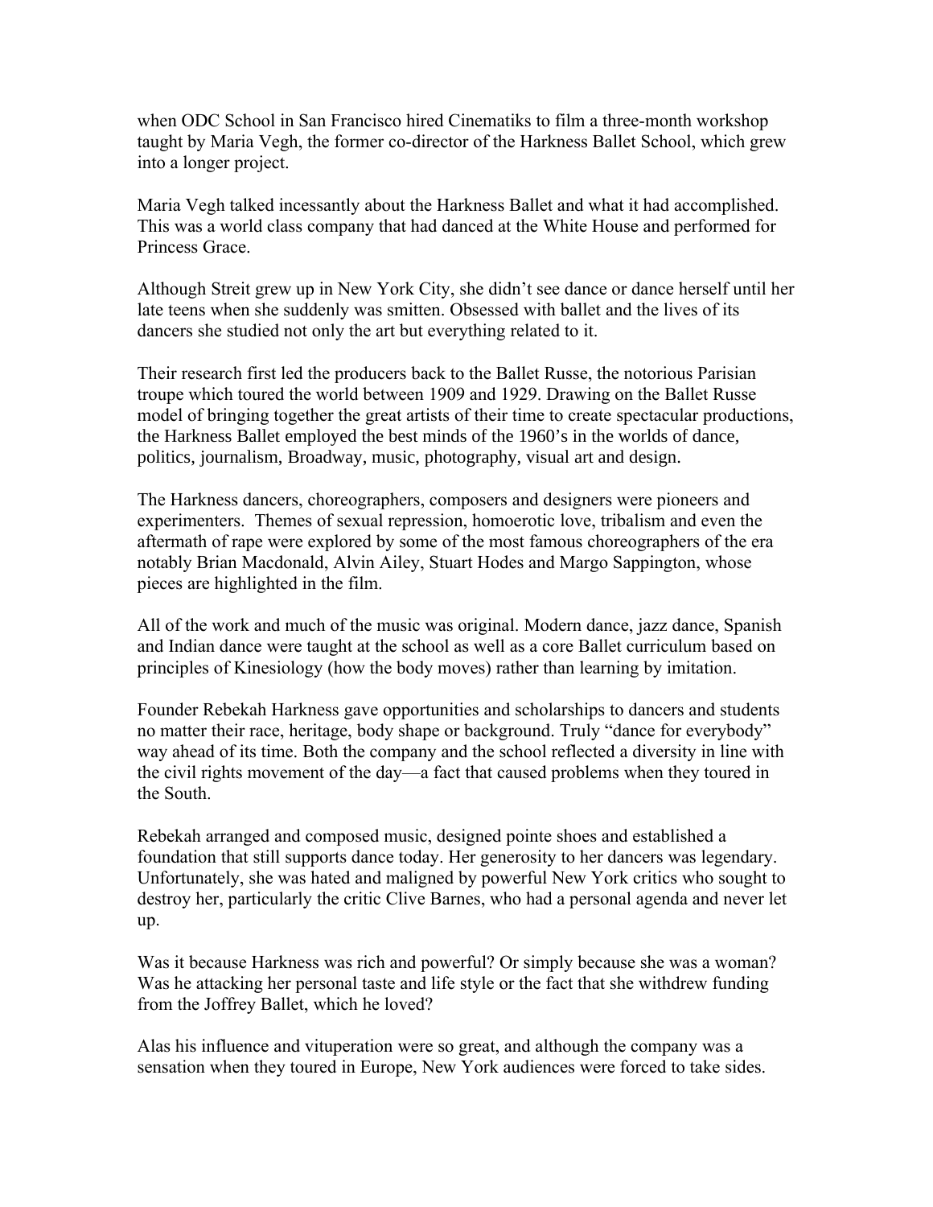when ODC School in San Francisco hired Cinematiks to film a three-month workshop taught by Maria Vegh, the former co-director of the Harkness Ballet School, which grew into a longer project.

Maria Vegh talked incessantly about the Harkness Ballet and what it had accomplished. This was a world class company that had danced at the White House and performed for Princess Grace.

Although Streit grew up in New York City, she didn't see dance or dance herself until her late teens when she suddenly was smitten. Obsessed with ballet and the lives of its dancers she studied not only the art but everything related to it.

Their research first led the producers back to the Ballet Russe, the notorious Parisian troupe which toured the world between 1909 and 1929. Drawing on the Ballet Russe model of bringing together the great artists of their time to create spectacular productions, the Harkness Ballet employed the best minds of the 1960's in the worlds of dance, politics, journalism, Broadway, music, photography, visual art and design.

The Harkness dancers, choreographers, composers and designers were pioneers and experimenters. Themes of sexual repression, homoerotic love, tribalism and even the aftermath of rape were explored by some of the most famous choreographers of the era notably Brian Macdonald, Alvin Ailey, Stuart Hodes and Margo Sappington, whose pieces are highlighted in the film.

All of the work and much of the music was original. Modern dance, jazz dance, Spanish and Indian dance were taught at the school as well as a core Ballet curriculum based on principles of Kinesiology (how the body moves) rather than learning by imitation.

Founder Rebekah Harkness gave opportunities and scholarships to dancers and students no matter their race, heritage, body shape or background. Truly "dance for everybody" way ahead of its time. Both the company and the school reflected a diversity in line with the civil rights movement of the day—a fact that caused problems when they toured in the South.

Rebekah arranged and composed music, designed pointe shoes and established a foundation that still supports dance today. Her generosity to her dancers was legendary. Unfortunately, she was hated and maligned by powerful New York critics who sought to destroy her, particularly the critic Clive Barnes, who had a personal agenda and never let up.

Was it because Harkness was rich and powerful? Or simply because she was a woman? Was he attacking her personal taste and life style or the fact that she withdrew funding from the Joffrey Ballet, which he loved?

Alas his influence and vituperation were so great, and although the company was a sensation when they toured in Europe, New York audiences were forced to take sides.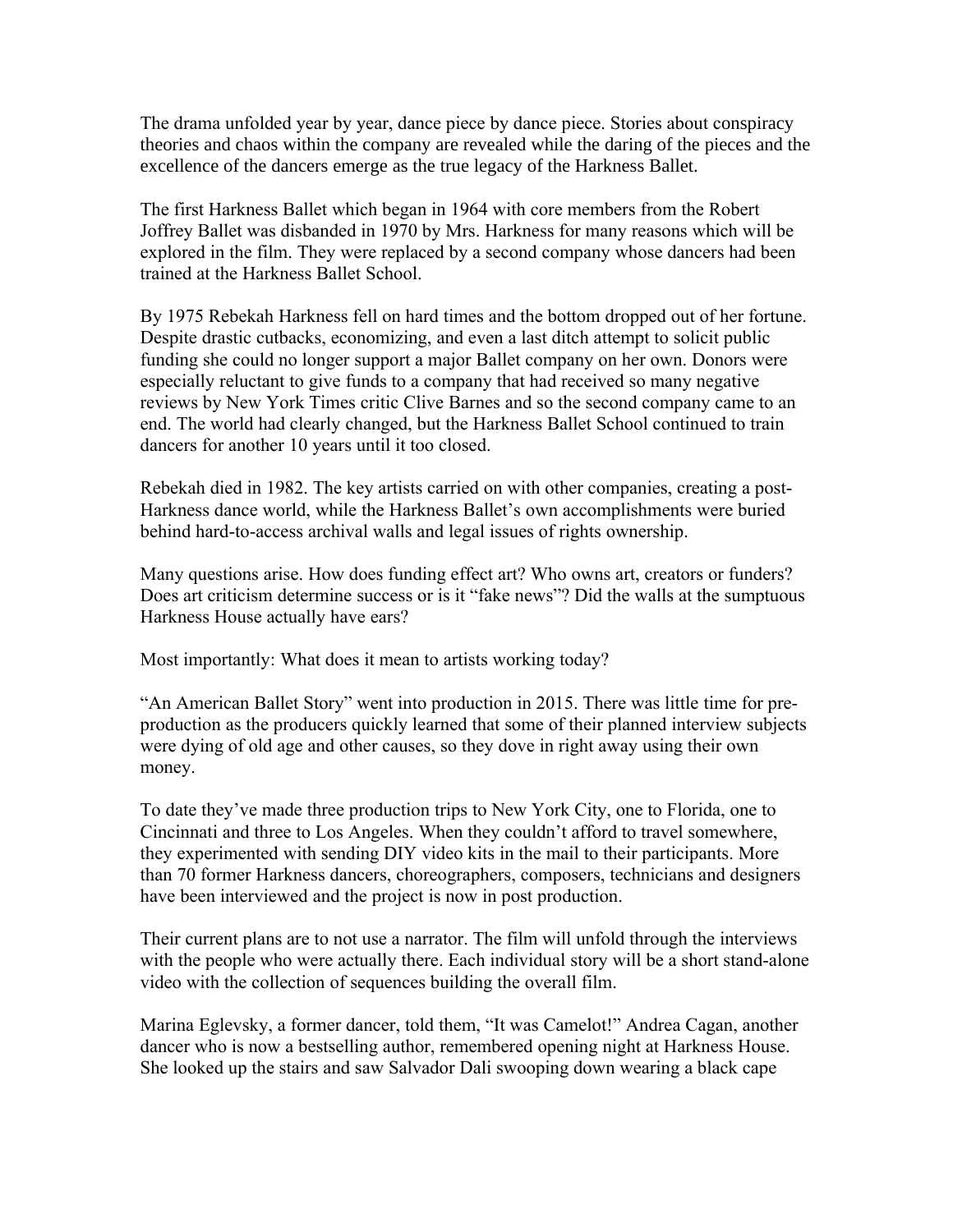The drama unfolded year by year, dance piece by dance piece. Stories about conspiracy theories and chaos within the company are revealed while the daring of the pieces and the excellence of the dancers emerge as the true legacy of the Harkness Ballet.

The first Harkness Ballet which began in 1964 with core members from the Robert Joffrey Ballet was disbanded in 1970 by Mrs. Harkness for many reasons which will be explored in the film. They were replaced by a second company whose dancers had been trained at the Harkness Ballet School.

By 1975 Rebekah Harkness fell on hard times and the bottom dropped out of her fortune. Despite drastic cutbacks, economizing, and even a last ditch attempt to solicit public funding she could no longer support a major Ballet company on her own. Donors were especially reluctant to give funds to a company that had received so many negative reviews by New York Times critic Clive Barnes and so the second company came to an end. The world had clearly changed, but the Harkness Ballet School continued to train dancers for another 10 years until it too closed.

Rebekah died in 1982. The key artists carried on with other companies, creating a post-Harkness dance world, while the Harkness Ballet's own accomplishments were buried behind hard-to-access archival walls and legal issues of rights ownership.

Many questions arise. How does funding effect art? Who owns art, creators or funders? Does art criticism determine success or is it "fake news"? Did the walls at the sumptuous Harkness House actually have ears?

Most importantly: What does it mean to artists working today?

"An American Ballet Story" went into production in 2015. There was little time for pre-production as the producers quickly learned that some of their planned interview subjects were dying of old age and other causes, so they dove in right away using their own money.

To date they've made three production trips to New York City, one to Florida, one to Cincinnati and three to Los Angeles. When they couldn't afford to travel somewhere, they experimented with sending DIY video kits in the mail to their participants. More than 70 former Harkness dancers, choreographers, composers, technicians and designers have been interviewed and the project is now in post production.

Their current plans are to not use a narrator. The film will unfold through the interviews with the people who were actually there. Each individual story will be a short stand-alone video with the collection of sequences building the overall film.

Marina Eglevsky, a former dancer, told them, "It was Camelot!" Andrea Cagan, another dancer who is now a bestselling author, remembered opening night at Harkness House. She looked up the stairs and saw Salvador Dali swooping down wearing a black cape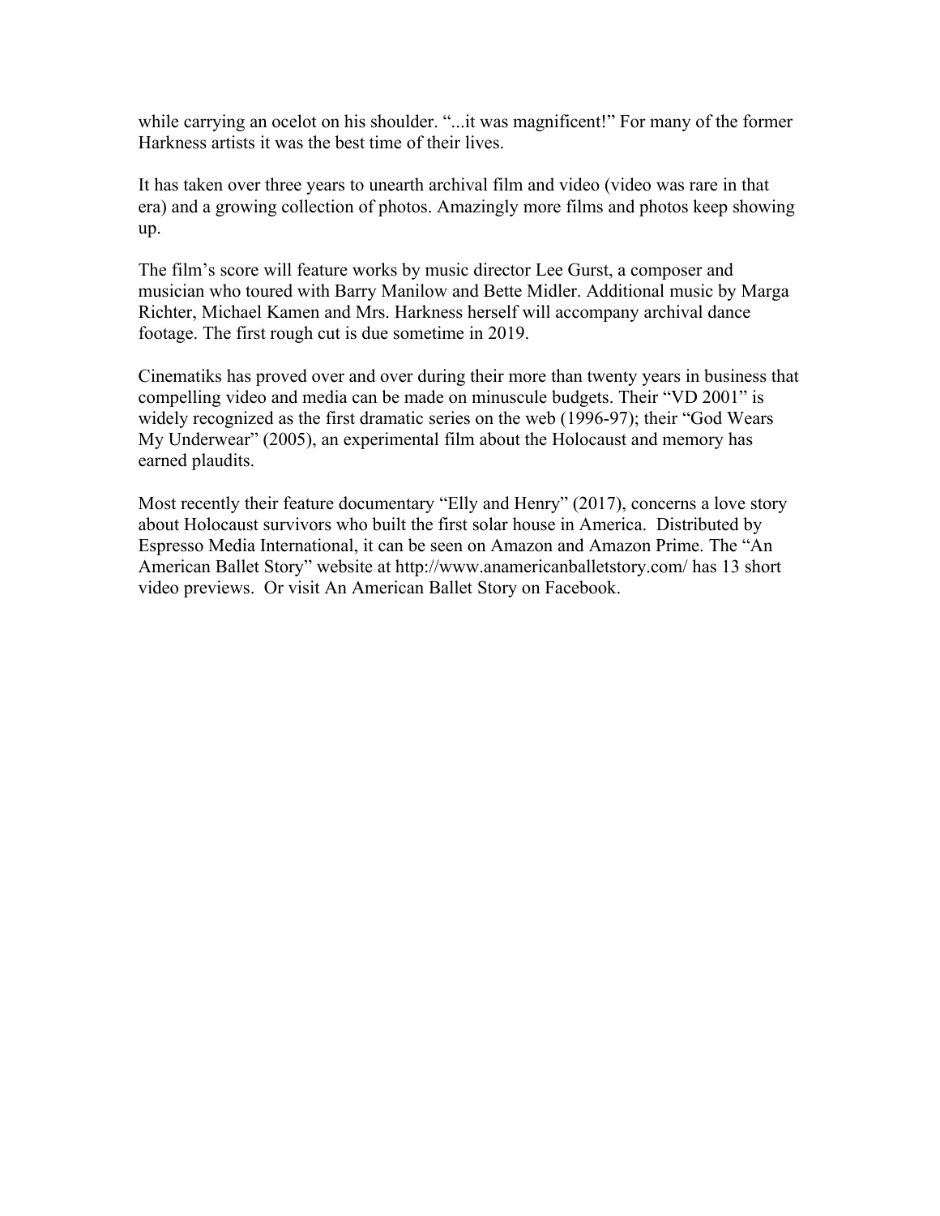while carrying an ocelot on his shoulder. "...it was magnificent!" For many of the former Harkness artists it was the best time of their lives.

It has taken over three years to unearth archival film and video (video was rare in that era) and a growing collection of photos. Amazingly more films and photos keep showing up.

The film's score will feature works by music director Lee Gurst, a composer and musician who toured with Barry Manilow and Bette Midler. Additional music by Marga Richter, Michael Kamen and Mrs. Harkness herself will accompany archival dance footage. The first rough cut is due sometime in 2019.

Cinematiks has proved over and over during their more than twenty years in business that compelling video and media can be made on minuscule budgets. Their "VD 2001" is widely recognized as the first dramatic series on the web (1996-97); their "God Wears My Underwear" (2005), an experimental film about the Holocaust and memory has earned plaudits.

Most recently their feature documentary "Elly and Henry" (2017), concerns a love story about Holocaust survivors who built the first solar house in America. Distributed by Espresso Media International, it can be seen on Amazon and Amazon Prime. The "An American Ballet Story" website at http://www.anamericanballetstory.com/ has 13 short video previews. Or visit An American Ballet Story on Facebook.